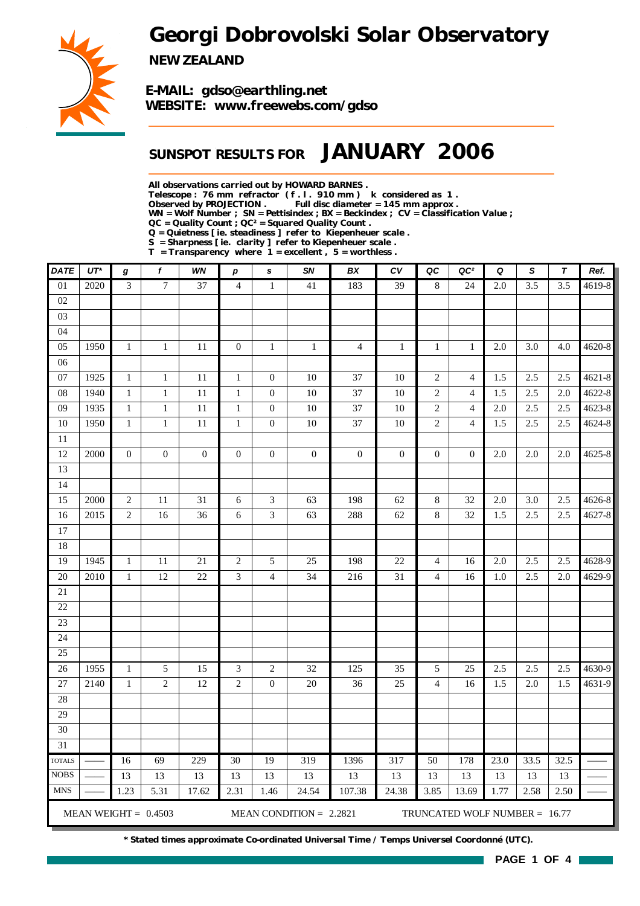# Georgi Dobrovolski Solar Observatory

**NEW ZEALAND**

**E-MAIL: gdso@earthling.net**
**WEBSITE: www.freewebs.com/gdso**

## SUNSPOT RESULTS FOR JANUARY 2006

**All observations carried out by HOWARD BARNES .**
**Telescope : 76 mm refractor ( f . l . 910 mm ) k considered as 1 .**
**Observed by PROJECTION . Full disc diameter = 145 mm approx .**
**WN = Wolf Number ; SN = Pettisindex ; BX = Beckindex ; CV = Classification Value ;**
**QC = Quality Count ; QC² = Squared Quality Count .**
**Q = Quietness [ ie. steadiness ] refer to Kiepenheuer scale .**
**S = Sharpness [ ie. clarity ] refer to Kiepenheuer scale .**
**T = Transparency where 1 = excellent , 5 = worthless .**

| DATE | UT* | g | f | WN | p | s | SN | BX | CV | QC | QC² | Q | S | T | Ref. |
|---|---|---|---|---|---|---|---|---|---|---|---|---|---|---|---|
| 01 | 2020 | 3 | 7 | 37 | 4 | 1 | 41 | 183 | 39 | 8 | 24 | 2.0 | 3.5 | 3.5 | 4619-8 |
| 02 | | | | | | | | | | | | | | | |
| 03 | | | | | | | | | | | | | | | |
| 04 | | | | | | | | | | | | | | | |
| 05 | 1950 | 1 | 1 | 11 | 0 | 1 | 1 | 4 | 1 | 1 | 1 | 2.0 | 3.0 | 4.0 | 4620-8 |
| 06 | | | | | | | | | | | | | | | |
| 07 | 1925 | 1 | 1 | 11 | 1 | 0 | 10 | 37 | 10 | 2 | 4 | 1.5 | 2.5 | 2.5 | 4621-8 |
| 08 | 1940 | 1 | 1 | 11 | 1 | 0 | 10 | 37 | 10 | 2 | 4 | 1.5 | 2.5 | 2.0 | 4622-8 |
| 09 | 1935 | 1 | 1 | 11 | 1 | 0 | 10 | 37 | 10 | 2 | 4 | 2.0 | 2.5 | 2.5 | 4623-8 |
| 10 | 1950 | 1 | 1 | 11 | 1 | 0 | 10 | 37 | 10 | 2 | 4 | 1.5 | 2.5 | 2.5 | 4624-8 |
| 11 | | | | | | | | | | | | | | | |
| 12 | 2000 | 0 | 0 | 0 | 0 | 0 | 0 | 0 | 0 | 0 | 0 | 2.0 | 2.0 | 2.0 | 4625-8 |
| 13 | | | | | | | | | | | | | | | |
| 14 | | | | | | | | | | | | | | | |
| 15 | 2000 | 2 | 11 | 31 | 6 | 3 | 63 | 198 | 62 | 8 | 32 | 2.0 | 3.0 | 2.5 | 4626-8 |
| 16 | 2015 | 2 | 16 | 36 | 6 | 3 | 63 | 288 | 62 | 8 | 32 | 1.5 | 2.5 | 2.5 | 4627-8 |
| 17 | | | | | | | | | | | | | | | |
| 18 | | | | | | | | | | | | | | | |
| 19 | 1945 | 1 | 11 | 21 | 2 | 5 | 25 | 198 | 22 | 4 | 16 | 2.0 | 2.5 | 2.5 | 4628-9 |
| 20 | 2010 | 1 | 12 | 22 | 3 | 4 | 34 | 216 | 31 | 4 | 16 | 1.0 | 2.5 | 2.0 | 4629-9 |
| 21 | | | | | | | | | | | | | | | |
| 22 | | | | | | | | | | | | | | | |
| 23 | | | | | | | | | | | | | | | |
| 24 | | | | | | | | | | | | | | | |
| 25 | | | | | | | | | | | | | | | |
| 26 | 1955 | 1 | 5 | 15 | 3 | 2 | 32 | 125 | 35 | 5 | 25 | 2.5 | 2.5 | 2.5 | 4630-9 |
| 27 | 2140 | 1 | 2 | 12 | 2 | 0 | 20 | 36 | 25 | 4 | 16 | 1.5 | 2.0 | 1.5 | 4631-9 |
| 28 | | | | | | | | | | | | | | | |
| 29 | | | | | | | | | | | | | | | |
| 30 | | | | | | | | | | | | | | | |
| 31 | | | | | | | | | | | | | | | |
| TOTALS | —— | 16 | 69 | 229 | 30 | 19 | 319 | 1396 | 317 | 50 | 178 | 23.0 | 33.5 | 32.5 | —— |
| NOBS | —— | 13 | 13 | 13 | 13 | 13 | 13 | 13 | 13 | 13 | 13 | 13 | 13 | 13 | —— |
| MNS | —— | 1.23 | 5.31 | 17.62 | 2.31 | 1.46 | 24.54 | 107.38 | 24.38 | 3.85 | 13.69 | 1.77 | 2.58 | 2.50 | —— |

MEAN WEIGHT = 0.4503 MEAN CONDITION = 2.2821 TRUNCATED WOLF NUMBER = 16.77

**\* Stated times approximate Co-ordinated Universal Time / Temps Universel Coordonné (UTC).**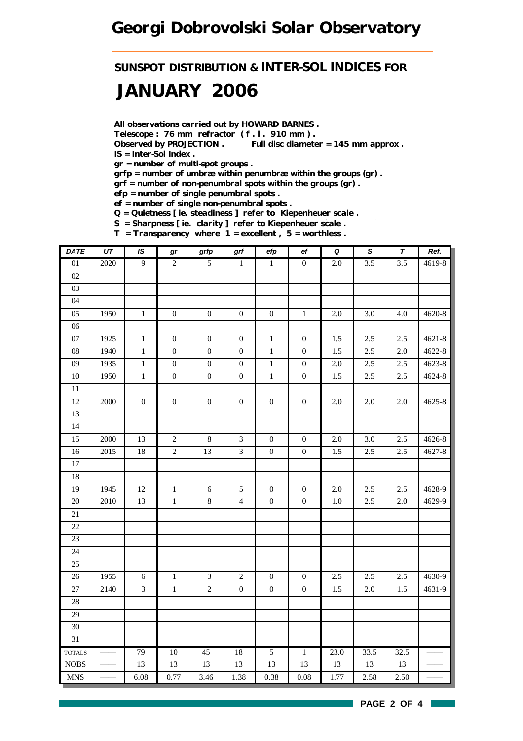# Georgi Dobrovolski Solar Observatory

## SUNSPOT DISTRIBUTION & INTER-SOL INDICES FOR

# JANUARY 2006

**All observations carried out by HOWARD BARNES .**
**Telescope : 76 mm refractor ( f . l . 910 mm ) .**
**Observed by PROJECTION .  Full disc diameter = 145 mm approx .**
**IS = Inter-Sol Index .**
**gr = number of multi-spot groups .**
**grfp = number of umbræ within penumbræ within the groups (gr) .**
**grf = number of non-penumbral spots within the groups (gr) .**
**efp = number of single penumbral spots .**
**ef = number of single non-penumbral spots .**
**Q = Quietness [ ie. steadiness ] refer to Kiepenheuer scale .**
**S = Sharpness [ ie. clarity ] refer to Kiepenheuer scale .**
**T = Transparency where 1 = excellent , 5 = worthless .**

| DATE | UT | IS | gr | grfp | grf | efp | ef | Q | S | T | Ref. |
|---|---|---|---|---|---|---|---|---|---|---|---|
| 01 | 2020 | 9 | 2 | 5 | 1 | 1 | 0 | 2.0 | 3.5 | 3.5 | 4619-8 |
| 02 | | | | | | | | | | | |
| 03 | | | | | | | | | | | |
| 04 | | | | | | | | | | | |
| 05 | 1950 | 1 | 0 | 0 | 0 | 0 | 1 | 2.0 | 3.0 | 4.0 | 4620-8 |
| 06 | | | | | | | | | | | |
| 07 | 1925 | 1 | 0 | 0 | 0 | 1 | 0 | 1.5 | 2.5 | 2.5 | 4621-8 |
| 08 | 1940 | 1 | 0 | 0 | 0 | 1 | 0 | 1.5 | 2.5 | 2.0 | 4622-8 |
| 09 | 1935 | 1 | 0 | 0 | 0 | 1 | 0 | 2.0 | 2.5 | 2.5 | 4623-8 |
| 10 | 1950 | 1 | 0 | 0 | 0 | 1 | 0 | 1.5 | 2.5 | 2.5 | 4624-8 |
| 11 | | | | | | | | | | | |
| 12 | 2000 | 0 | 0 | 0 | 0 | 0 | 0 | 2.0 | 2.0 | 2.0 | 4625-8 |
| 13 | | | | | | | | | | | |
| 14 | | | | | | | | | | | |
| 15 | 2000 | 13 | 2 | 8 | 3 | 0 | 0 | 2.0 | 3.0 | 2.5 | 4626-8 |
| 16 | 2015 | 18 | 2 | 13 | 3 | 0 | 0 | 1.5 | 2.5 | 2.5 | 4627-8 |
| 17 | | | | | | | | | | | |
| 18 | | | | | | | | | | | |
| 19 | 1945 | 12 | 1 | 6 | 5 | 0 | 0 | 2.0 | 2.5 | 2.5 | 4628-9 |
| 20 | 2010 | 13 | 1 | 8 | 4 | 0 | 0 | 1.0 | 2.5 | 2.0 | 4629-9 |
| 21 | | | | | | | | | | | |
| 22 | | | | | | | | | | | |
| 23 | | | | | | | | | | | |
| 24 | | | | | | | | | | | |
| 25 | | | | | | | | | | | |
| 26 | 1955 | 6 | 1 | 3 | 2 | 0 | 0 | 2.5 | 2.5 | 2.5 | 4630-9 |
| 27 | 2140 | 3 | 1 | 2 | 0 | 0 | 0 | 1.5 | 2.0 | 1.5 | 4631-9 |
| 28 | | | | | | | | | | | |
| 29 | | | | | | | | | | | |
| 30 | | | | | | | | | | | |
| 31 | | | | | | | | | | | |
| TOTALS | —— | 79 | 10 | 45 | 18 | 5 | 1 | 23.0 | 33.5 | 32.5 | —— |
| NOBS | —— | 13 | 13 | 13 | 13 | 13 | 13 | 13 | 13 | 13 | —— |
| MNS | —— | 6.08 | 0.77 | 3.46 | 1.38 | 0.38 | 0.08 | 1.77 | 2.58 | 2.50 | —— |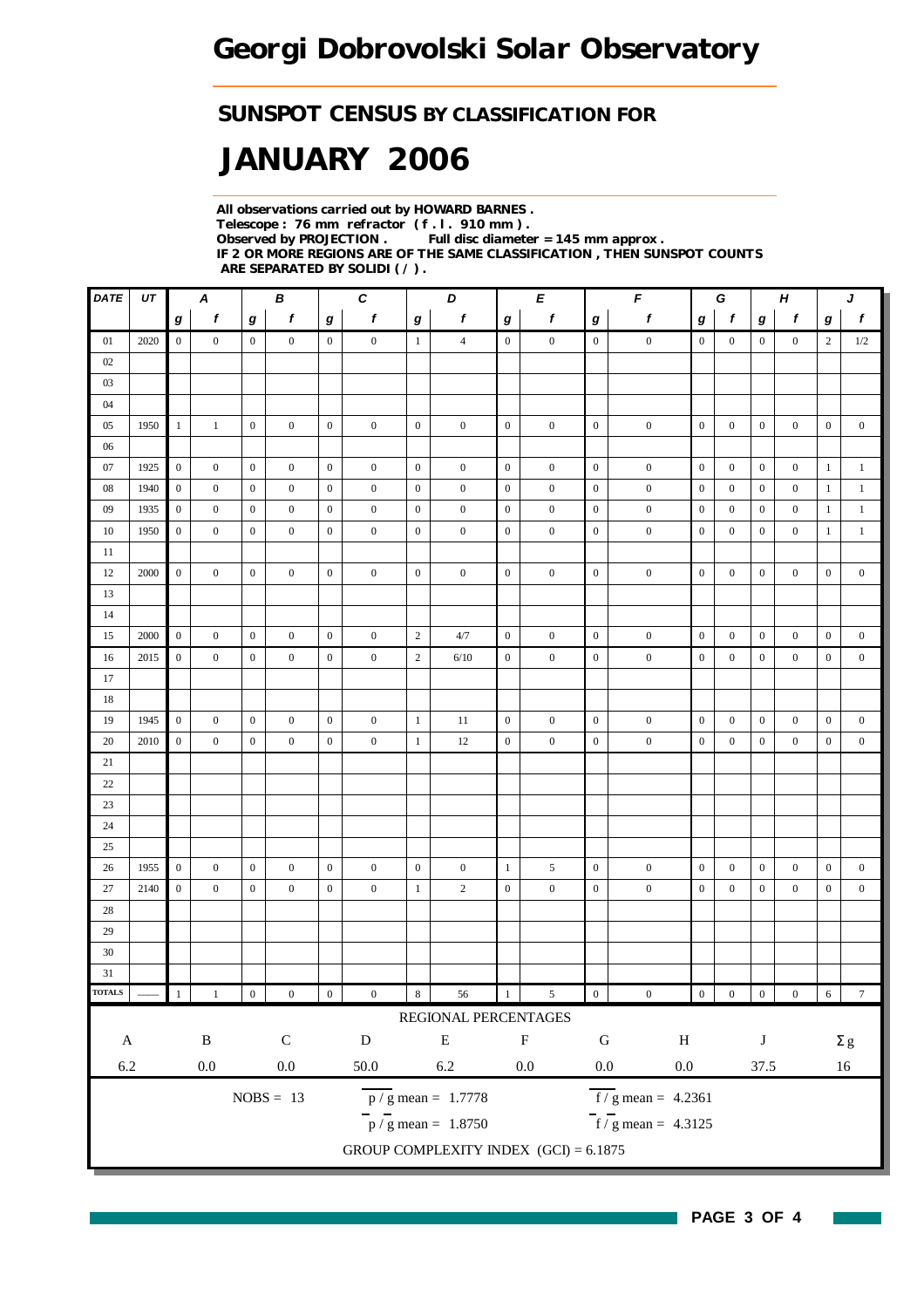# Georgi Dobrovolski Solar Observatory

## SUNSPOT CENSUS BY CLASSIFICATION FOR

# JANUARY 2006

**All observations carried out by HOWARD BARNES .**
**Telescope : 76 mm refractor ( f . l . 910 mm ) .**
**Observed by PROJECTION . Full disc diameter = 145 mm approx .**
**IF 2 OR MORE REGIONS ARE OF THE SAME CLASSIFICATION , THEN SUNSPOT COUNTS ARE SEPARATED BY SOLIDI ( / ) .**

| DATE | UT | A | | B | | C | | D | | E | | F | | G | | H | | J | |
|---|---|---|---|---|---|---|---|---|---|---|---|---|---|---|---|---|---|---|---|
| | | g | f | g | f | g | f | g | f | g | f | g | f | g | f | g | f | g | f |
| 01 | 2020 | 0 | 0 | 0 | 0 | 0 | 0 | 1 | 4 | 0 | 0 | 0 | 0 | 0 | 0 | 0 | 0 | 2 | 1/2 |
| 02 | | | | | | | | | | | | | | | | | | | |
| 03 | | | | | | | | | | | | | | | | | | | |
| 04 | | | | | | | | | | | | | | | | | | | |
| 05 | 1950 | 1 | 1 | 0 | 0 | 0 | 0 | 0 | 0 | 0 | 0 | 0 | 0 | 0 | 0 | 0 | 0 | 0 | 0 |
| 06 | | | | | | | | | | | | | | | | | | | |
| 07 | 1925 | 0 | 0 | 0 | 0 | 0 | 0 | 0 | 0 | 0 | 0 | 0 | 0 | 0 | 0 | 0 | 0 | 1 | 1 |
| 08 | 1940 | 0 | 0 | 0 | 0 | 0 | 0 | 0 | 0 | 0 | 0 | 0 | 0 | 0 | 0 | 0 | 0 | 1 | 1 |
| 09 | 1935 | 0 | 0 | 0 | 0 | 0 | 0 | 0 | 0 | 0 | 0 | 0 | 0 | 0 | 0 | 0 | 0 | 1 | 1 |
| 10 | 1950 | 0 | 0 | 0 | 0 | 0 | 0 | 0 | 0 | 0 | 0 | 0 | 0 | 0 | 0 | 0 | 0 | 1 | 1 |
| 11 | | | | | | | | | | | | | | | | | | | |
| 12 | 2000 | 0 | 0 | 0 | 0 | 0 | 0 | 0 | 0 | 0 | 0 | 0 | 0 | 0 | 0 | 0 | 0 | 0 | 0 |
| 13 | | | | | | | | | | | | | | | | | | | |
| 14 | | | | | | | | | | | | | | | | | | | |
| 15 | 2000 | 0 | 0 | 0 | 0 | 0 | 0 | 2 | 4/7 | 0 | 0 | 0 | 0 | 0 | 0 | 0 | 0 | 0 | 0 |
| 16 | 2015 | 0 | 0 | 0 | 0 | 0 | 0 | 2 | 6/10 | 0 | 0 | 0 | 0 | 0 | 0 | 0 | 0 | 0 | 0 |
| 17 | | | | | | | | | | | | | | | | | | | |
| 18 | | | | | | | | | | | | | | | | | | | |
| 19 | 1945 | 0 | 0 | 0 | 0 | 0 | 0 | 1 | 11 | 0 | 0 | 0 | 0 | 0 | 0 | 0 | 0 | 0 | 0 |
| 20 | 2010 | 0 | 0 | 0 | 0 | 0 | 0 | 1 | 12 | 0 | 0 | 0 | 0 | 0 | 0 | 0 | 0 | 0 | 0 |
| 21 | | | | | | | | | | | | | | | | | | | |
| 22 | | | | | | | | | | | | | | | | | | | |
| 23 | | | | | | | | | | | | | | | | | | | |
| 24 | | | | | | | | | | | | | | | | | | | |
| 25 | | | | | | | | | | | | | | | | | | | |
| 26 | 1955 | 0 | 0 | 0 | 0 | 0 | 0 | 0 | 0 | 1 | 5 | 0 | 0 | 0 | 0 | 0 | 0 | 0 | 0 |
| 27 | 2140 | 0 | 0 | 0 | 0 | 0 | 0 | 1 | 2 | 0 | 0 | 0 | 0 | 0 | 0 | 0 | 0 | 0 | 0 |
| 28 | | | | | | | | | | | | | | | | | | | |
| 29 | | | | | | | | | | | | | | | | | | | |
| 30 | | | | | | | | | | | | | | | | | | | |
| 31 | | | | | | | | | | | | | | | | | | | |
| TOTALS | —— | 1 | 1 | 0 | 0 | 0 | 0 | 8 | 56 | 1 | 5 | 0 | 0 | 0 | 0 | 0 | 0 | 6 | 7 |

REGIONAL PERCENTAGES

| A | B | C | D | E | F | G | H | J | Σ g |
|---|---|---|---|---|---|---|---|---|---|
| 6.2 | 0.0 | 0.0 | 50.0 | 6.2 | 0.0 | 0.0 | 0.0 | 37.5 | 16 |

NOBS = 13

$\overline{p / g}$ mean = 1.7778

$\overline{f / g}$ mean = 4.2361

$\overline{p} / \overline{g}$ mean = 1.8750

$\overline{f} / \overline{g}$ mean = 4.3125

GROUP COMPLEXITY INDEX (GCI) = 6.1875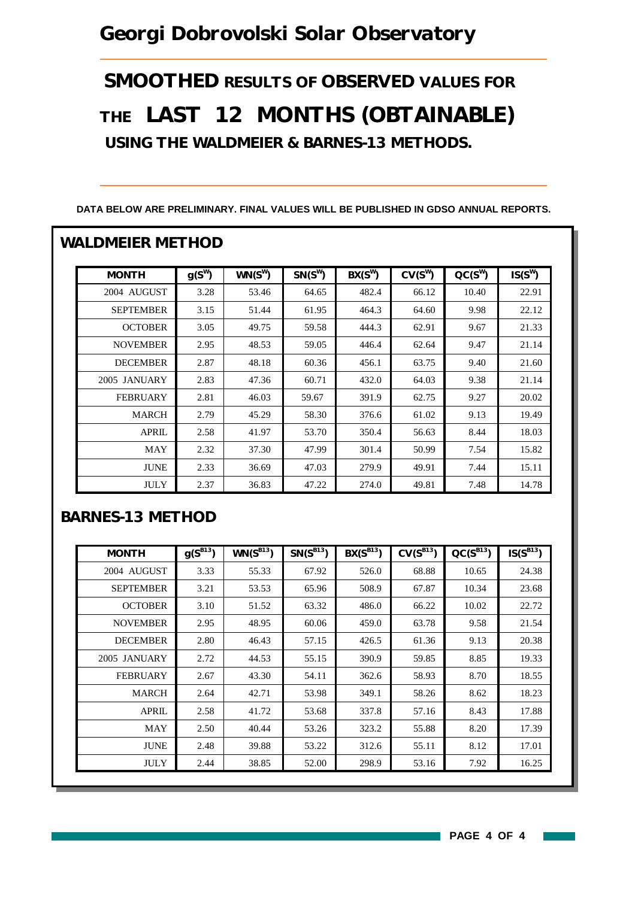# Georgi Dobrovolski Solar Observatory

## SMOOTHED RESULTS OF OBSERVED VALUES FOR THE LAST 12 MONTHS (OBTAINABLE) USING THE WALDMEIER & BARNES-13 METHODS.

**DATA BELOW ARE PRELIMINARY. FINAL VALUES WILL BE PUBLISHED IN GDSO ANNUAL REPORTS.**

## WALDMEIER METHOD

| MONTH | $g(S^W)$ | $WN(S^W)$ | $SN(S^W)$ | $BX(S^W)$ | $CV(S^W)$ | $QC(S^W)$ | $IS(S^W)$ |
|---|---|---|---|---|---|---|---|
| 2004 AUGUST | 3.28 | 53.46 | 64.65 | 482.4 | 66.12 | 10.40 | 22.91 |
| SEPTEMBER | 3.15 | 51.44 | 61.95 | 464.3 | 64.60 | 9.98 | 22.12 |
| OCTOBER | 3.05 | 49.75 | 59.58 | 444.3 | 62.91 | 9.67 | 21.33 |
| NOVEMBER | 2.95 | 48.53 | 59.05 | 446.4 | 62.64 | 9.47 | 21.14 |
| DECEMBER | 2.87 | 48.18 | 60.36 | 456.1 | 63.75 | 9.40 | 21.60 |
| 2005 JANUARY | 2.83 | 47.36 | 60.71 | 432.0 | 64.03 | 9.38 | 21.14 |
| FEBRUARY | 2.81 | 46.03 | 59.67 | 391.9 | 62.75 | 9.27 | 20.02 |
| MARCH | 2.79 | 45.29 | 58.30 | 376.6 | 61.02 | 9.13 | 19.49 |
| APRIL | 2.58 | 41.97 | 53.70 | 350.4 | 56.63 | 8.44 | 18.03 |
| MAY | 2.32 | 37.30 | 47.99 | 301.4 | 50.99 | 7.54 | 15.82 |
| JUNE | 2.33 | 36.69 | 47.03 | 279.9 | 49.91 | 7.44 | 15.11 |
| JULY | 2.37 | 36.83 | 47.22 | 274.0 | 49.81 | 7.48 | 14.78 |

## BARNES-13 METHOD

| MONTH | $g(S^{B13})$ | $WN(S^{B13})$ | $SN(S^{B13})$ | $BX(S^{B13})$ | $CV(S^{B13})$ | $QC(S^{B13})$ | $IS(S^{B13})$ |
|---|---|---|---|---|---|---|---|
| 2004 AUGUST | 3.33 | 55.33 | 67.92 | 526.0 | 68.88 | 10.65 | 24.38 |
| SEPTEMBER | 3.21 | 53.53 | 65.96 | 508.9 | 67.87 | 10.34 | 23.68 |
| OCTOBER | 3.10 | 51.52 | 63.32 | 486.0 | 66.22 | 10.02 | 22.72 |
| NOVEMBER | 2.95 | 48.95 | 60.06 | 459.0 | 63.78 | 9.58 | 21.54 |
| DECEMBER | 2.80 | 46.43 | 57.15 | 426.5 | 61.36 | 9.13 | 20.38 |
| 2005 JANUARY | 2.72 | 44.53 | 55.15 | 390.9 | 59.85 | 8.85 | 19.33 |
| FEBRUARY | 2.67 | 43.30 | 54.11 | 362.6 | 58.93 | 8.70 | 18.55 |
| MARCH | 2.64 | 42.71 | 53.98 | 349.1 | 58.26 | 8.62 | 18.23 |
| APRIL | 2.58 | 41.72 | 53.68 | 337.8 | 57.16 | 8.43 | 17.88 |
| MAY | 2.50 | 40.44 | 53.26 | 323.2 | 55.88 | 8.20 | 17.39 |
| JUNE | 2.48 | 39.88 | 53.22 | 312.6 | 55.11 | 8.12 | 17.01 |
| JULY | 2.44 | 38.85 | 52.00 | 298.9 | 53.16 | 7.92 | 16.25 |